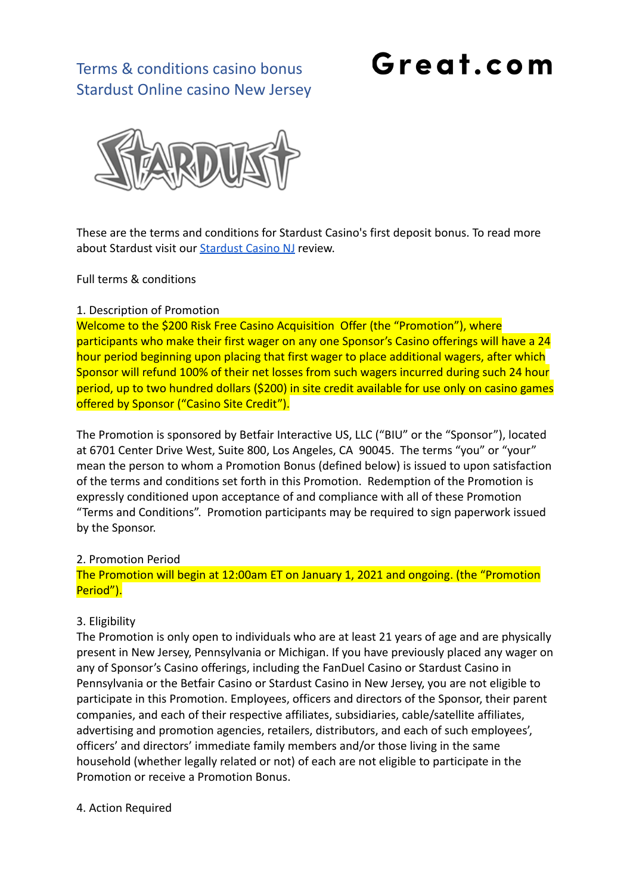# Terms & conditions casino bonus Stardust Online casino New Jersey

**Great.com**

These are the terms and conditions for Stardust Casino's first deposit bonus. To read more about Stardust visit our [Stardust Casino NJ](#) review.

Full terms & conditions

1. Description of Promotion

Welcome to the $200 Risk Free Casino Acquisition Offer (the "Promotion"), where participants who make their first wager on any one Sponsor's Casino offerings will have a 24 hour period beginning upon placing that first wager to place additional wagers, after which Sponsor will refund 100% of their net losses from such wagers incurred during such 24 hour period, up to two hundred dollars ($200) in site credit available for use only on casino games offered by Sponsor ("Casino Site Credit").

The Promotion is sponsored by Betfair Interactive US, LLC ("BIU" or the "Sponsor"), located at 6701 Center Drive West, Suite 800, Los Angeles, CA 90045. The terms "you" or "your" mean the person to whom a Promotion Bonus (defined below) is issued to upon satisfaction of the terms and conditions set forth in this Promotion. Redemption of the Promotion is expressly conditioned upon acceptance of and compliance with all of these Promotion "Terms and Conditions". Promotion participants may be required to sign paperwork issued by the Sponsor.

2. Promotion Period

The Promotion will begin at 12:00am ET on January 1, 2021 and ongoing. (the "Promotion Period").

3. Eligibility

The Promotion is only open to individuals who are at least 21 years of age and are physically present in New Jersey, Pennsylvania or Michigan. If you have previously placed any wager on any of Sponsor's Casino offerings, including the FanDuel Casino or Stardust Casino in Pennsylvania or the Betfair Casino or Stardust Casino in New Jersey, you are not eligible to participate in this Promotion. Employees, officers and directors of the Sponsor, their parent companies, and each of their respective affiliates, subsidiaries, cable/satellite affiliates, advertising and promotion agencies, retailers, distributors, and each of such employees', officers' and directors' immediate family members and/or those living in the same household (whether legally related or not) of each are not eligible to participate in the Promotion or receive a Promotion Bonus.

4. Action Required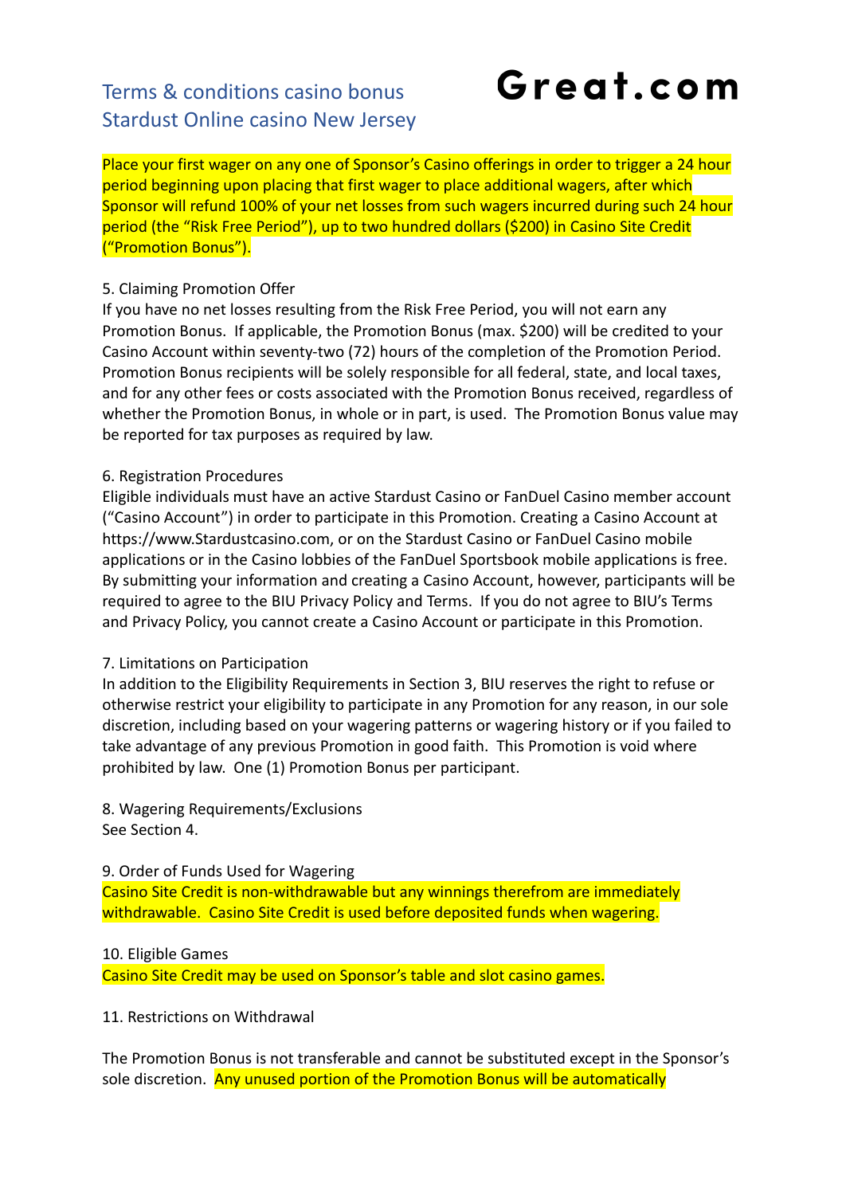# Terms & conditions casino bonus Stardust Online casino New Jersey

**Great.com**

Place your first wager on any one of Sponsor's Casino offerings in order to trigger a 24 hour period beginning upon placing that first wager to place additional wagers, after which Sponsor will refund 100% of your net losses from such wagers incurred during such 24 hour period (the "Risk Free Period"), up to two hundred dollars ($200) in Casino Site Credit ("Promotion Bonus").

5. Claiming Promotion Offer
If you have no net losses resulting from the Risk Free Period, you will not earn any Promotion Bonus. If applicable, the Promotion Bonus (max. $200) will be credited to your Casino Account within seventy-two (72) hours of the completion of the Promotion Period. Promotion Bonus recipients will be solely responsible for all federal, state, and local taxes, and for any other fees or costs associated with the Promotion Bonus received, regardless of whether the Promotion Bonus, in whole or in part, is used. The Promotion Bonus value may be reported for tax purposes as required by law.

6. Registration Procedures
Eligible individuals must have an active Stardust Casino or FanDuel Casino member account ("Casino Account") in order to participate in this Promotion. Creating a Casino Account at https://www.Stardustcasino.com, or on the Stardust Casino or FanDuel Casino mobile applications or in the Casino lobbies of the FanDuel Sportsbook mobile applications is free. By submitting your information and creating a Casino Account, however, participants will be required to agree to the BIU Privacy Policy and Terms. If you do not agree to BIU's Terms and Privacy Policy, you cannot create a Casino Account or participate in this Promotion.

7. Limitations on Participation
In addition to the Eligibility Requirements in Section 3, BIU reserves the right to refuse or otherwise restrict your eligibility to participate in any Promotion for any reason, in our sole discretion, including based on your wagering patterns or wagering history or if you failed to take advantage of any previous Promotion in good faith. This Promotion is void where prohibited by law. One (1) Promotion Bonus per participant.

8. Wagering Requirements/Exclusions
See Section 4.

9. Order of Funds Used for Wagering
Casino Site Credit is non-withdrawable but any winnings therefrom are immediately withdrawable. Casino Site Credit is used before deposited funds when wagering.

10. Eligible Games
Casino Site Credit may be used on Sponsor's table and slot casino games.

11. Restrictions on Withdrawal

The Promotion Bonus is not transferable and cannot be substituted except in the Sponsor's sole discretion. Any unused portion of the Promotion Bonus will be automatically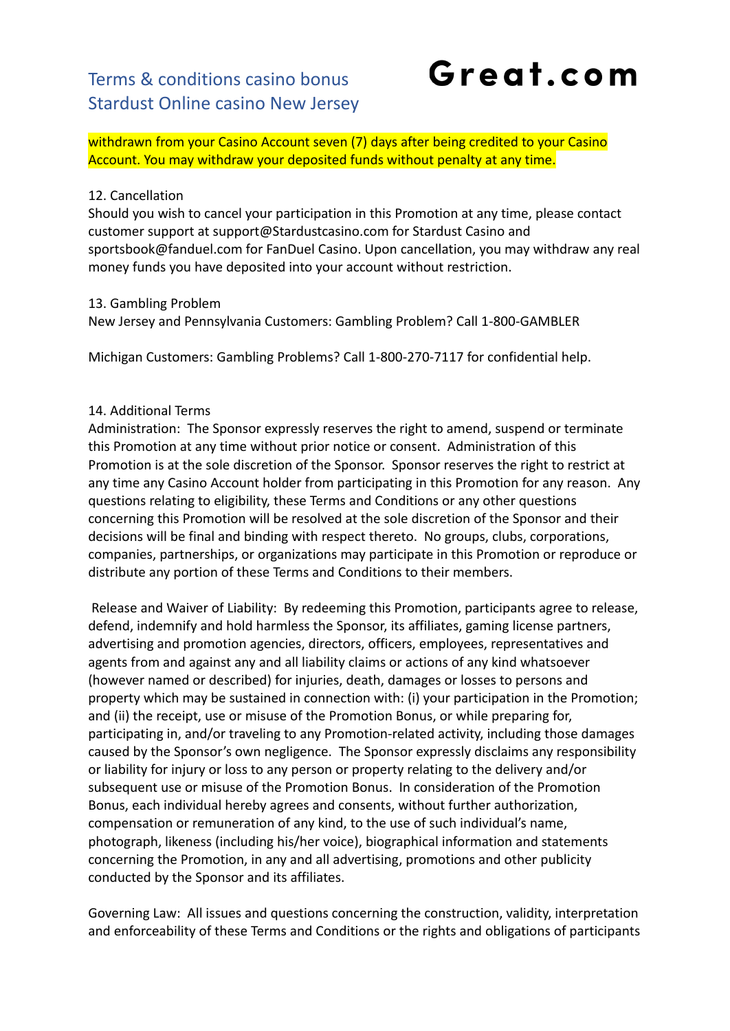withdrawn from your Casino Account seven (7) days after being credited to your Casino Account. You may withdraw your deposited funds without penalty at any time.

12. Cancellation
Should you wish to cancel your participation in this Promotion at any time, please contact customer support at support@Stardustcasino.com for Stardust Casino and sportsbook@fanduel.com for FanDuel Casino. Upon cancellation, you may withdraw any real money funds you have deposited into your account without restriction.

13. Gambling Problem
New Jersey and Pennsylvania Customers: Gambling Problem? Call 1-800-GAMBLER

Michigan Customers: Gambling Problems? Call 1-800-270-7117 for confidential help.

14. Additional Terms
Administration: The Sponsor expressly reserves the right to amend, suspend or terminate this Promotion at any time without prior notice or consent. Administration of this Promotion is at the sole discretion of the Sponsor. Sponsor reserves the right to restrict at any time any Casino Account holder from participating in this Promotion for any reason. Any questions relating to eligibility, these Terms and Conditions or any other questions concerning this Promotion will be resolved at the sole discretion of the Sponsor and their decisions will be final and binding with respect thereto. No groups, clubs, corporations, companies, partnerships, or organizations may participate in this Promotion or reproduce or distribute any portion of these Terms and Conditions to their members.

Release and Waiver of Liability: By redeeming this Promotion, participants agree to release, defend, indemnify and hold harmless the Sponsor, its affiliates, gaming license partners, advertising and promotion agencies, directors, officers, employees, representatives and agents from and against any and all liability claims or actions of any kind whatsoever (however named or described) for injuries, death, damages or losses to persons and property which may be sustained in connection with: (i) your participation in the Promotion; and (ii) the receipt, use or misuse of the Promotion Bonus, or while preparing for, participating in, and/or traveling to any Promotion-related activity, including those damages caused by the Sponsor's own negligence. The Sponsor expressly disclaims any responsibility or liability for injury or loss to any person or property relating to the delivery and/or subsequent use or misuse of the Promotion Bonus. In consideration of the Promotion Bonus, each individual hereby agrees and consents, without further authorization, compensation or remuneration of any kind, to the use of such individual's name, photograph, likeness (including his/her voice), biographical information and statements concerning the Promotion, in any and all advertising, promotions and other publicity conducted by the Sponsor and its affiliates.

Governing Law: All issues and questions concerning the construction, validity, interpretation and enforceability of these Terms and Conditions or the rights and obligations of participants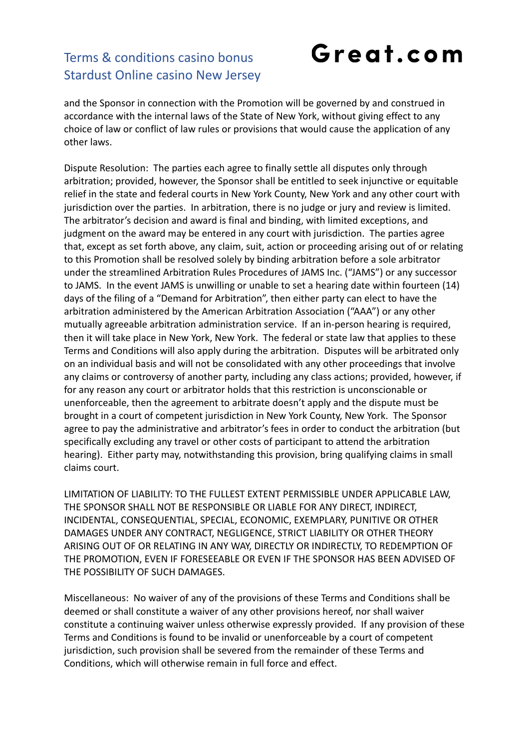and the Sponsor in connection with the Promotion will be governed by and construed in accordance with the internal laws of the State of New York, without giving effect to any choice of law or conflict of law rules or provisions that would cause the application of any other laws.

Dispute Resolution: The parties each agree to finally settle all disputes only through arbitration; provided, however, the Sponsor shall be entitled to seek injunctive or equitable relief in the state and federal courts in New York County, New York and any other court with jurisdiction over the parties. In arbitration, there is no judge or jury and review is limited. The arbitrator's decision and award is final and binding, with limited exceptions, and judgment on the award may be entered in any court with jurisdiction. The parties agree that, except as set forth above, any claim, suit, action or proceeding arising out of or relating to this Promotion shall be resolved solely by binding arbitration before a sole arbitrator under the streamlined Arbitration Rules Procedures of JAMS Inc. ("JAMS") or any successor to JAMS. In the event JAMS is unwilling or unable to set a hearing date within fourteen (14) days of the filing of a "Demand for Arbitration", then either party can elect to have the arbitration administered by the American Arbitration Association ("AAA") or any other mutually agreeable arbitration administration service. If an in-person hearing is required, then it will take place in New York, New York. The federal or state law that applies to these Terms and Conditions will also apply during the arbitration. Disputes will be arbitrated only on an individual basis and will not be consolidated with any other proceedings that involve any claims or controversy of another party, including any class actions; provided, however, if for any reason any court or arbitrator holds that this restriction is unconscionable or unenforceable, then the agreement to arbitrate doesn't apply and the dispute must be brought in a court of competent jurisdiction in New York County, New York. The Sponsor agree to pay the administrative and arbitrator's fees in order to conduct the arbitration (but specifically excluding any travel or other costs of participant to attend the arbitration hearing). Either party may, notwithstanding this provision, bring qualifying claims in small claims court.

LIMITATION OF LIABILITY: TO THE FULLEST EXTENT PERMISSIBLE UNDER APPLICABLE LAW, THE SPONSOR SHALL NOT BE RESPONSIBLE OR LIABLE FOR ANY DIRECT, INDIRECT, INCIDENTAL, CONSEQUENTIAL, SPECIAL, ECONOMIC, EXEMPLARY, PUNITIVE OR OTHER DAMAGES UNDER ANY CONTRACT, NEGLIGENCE, STRICT LIABILITY OR OTHER THEORY ARISING OUT OF OR RELATING IN ANY WAY, DIRECTLY OR INDIRECTLY, TO REDEMPTION OF THE PROMOTION, EVEN IF FORESEEABLE OR EVEN IF THE SPONSOR HAS BEEN ADVISED OF THE POSSIBILITY OF SUCH DAMAGES.

Miscellaneous: No waiver of any of the provisions of these Terms and Conditions shall be deemed or shall constitute a waiver of any other provisions hereof, nor shall waiver constitute a continuing waiver unless otherwise expressly provided. If any provision of these Terms and Conditions is found to be invalid or unenforceable by a court of competent jurisdiction, such provision shall be severed from the remainder of these Terms and Conditions, which will otherwise remain in full force and effect.